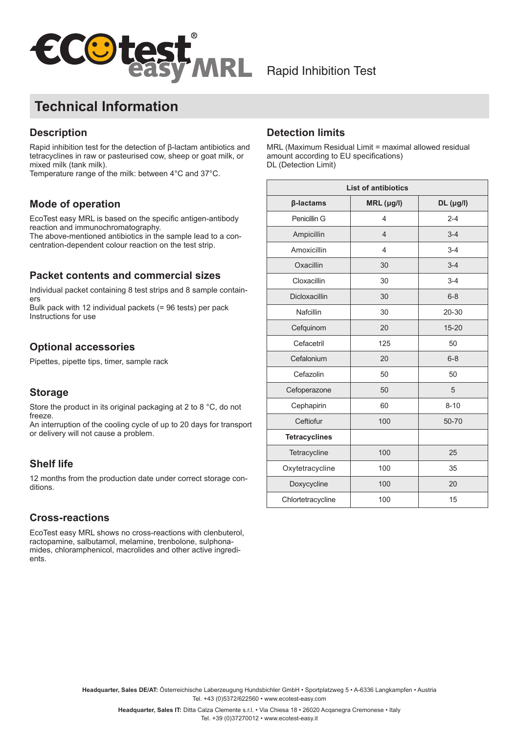# EcoTest easy MRL

Rapid Inhibition Test

## Technical Information

### Description

Rapid inhibition test for the detection of β-lactam antibiotics and tetracyclines in raw or pasteurised cow, sheep or goat milk, or mixed milk (tank milk).
Temperature range of the milk: between 4°C and 37°C.

### Mode of operation

EcoTest easy MRL is based on the specific antigen-antibody reaction and immunochromatography.
The above-mentioned antibiotics in the sample lead to a concentration-dependent colour reaction on the test strip.

### Packet contents and commercial sizes

Individual packet containing 8 test strips and 8 sample containers
Bulk pack with 12 individual packets (= 96 tests) per pack
Instructions for use

### Optional accessories

Pipettes, pipette tips, timer, sample rack

### Storage

Store the product in its original packaging at 2 to 8 °C, do not freeze.
An interruption of the cooling cycle of up to 20 days for transport or delivery will not cause a problem.

### Shelf life

12 months from the production date under correct storage conditions.

### Cross-reactions

EcoTest easy MRL shows no cross-reactions with clenbuterol, ractopamine, salbutamol, melamine, trenbolone, sulphonamides, chloramphenicol, macrolides and other active ingredients.

### Detection limits

MRL (Maximum Residual Limit = maximal allowed residual amount according to EU specifications)
DL (Detection Limit)

| **List of antibiotics** | | |
|---|---|---|
| **β-lactams** | **MRL (µg/l)** | **DL (µg/l)** |
| Penicillin G | 4 | 2-4 |
| Ampicillin | 4 | 3-4 |
| Amoxicillin | 4 | 3-4 |
| Oxacillin | 30 | 3-4 |
| Cloxacillin | 30 | 3-4 |
| Dicloxacillin | 30 | 6-8 |
| Nafcillin | 30 | 20-30 |
| Cefquinom | 20 | 15-20 |
| Cefacetril | 125 | 50 |
| Cefalonium | 20 | 6-8 |
| Cefazolin | 50 | 50 |
| Cefoperazone | 50 | 5 |
| Cephapirin | 60 | 8-10 |
| Ceftiofur | 100 | 50-70 |
| **Tetracyclines** | | |
| Tetracycline | 100 | 25 |
| Oxytetracycline | 100 | 35 |
| Doxycycline | 100 | 20 |
| Chlortetracycline | 100 | 15 |

**Headquarter, Sales DE/AT:** Österreichische Laberzeugung Hundsbichler GmbH • Sportplatzweg 5 • A-6336 Langkampfen • Austria
Tel. +43 (0)5372/622560 • www.ecotest-easy.com

**Headquarter, Sales IT:** Ditta Calza Clemente s.r.l. • Via Chiesa 18 • 26020 Acqanegra Cremonese • Italy
Tel. +39 (0)37270012 • www.ecotest-easy.it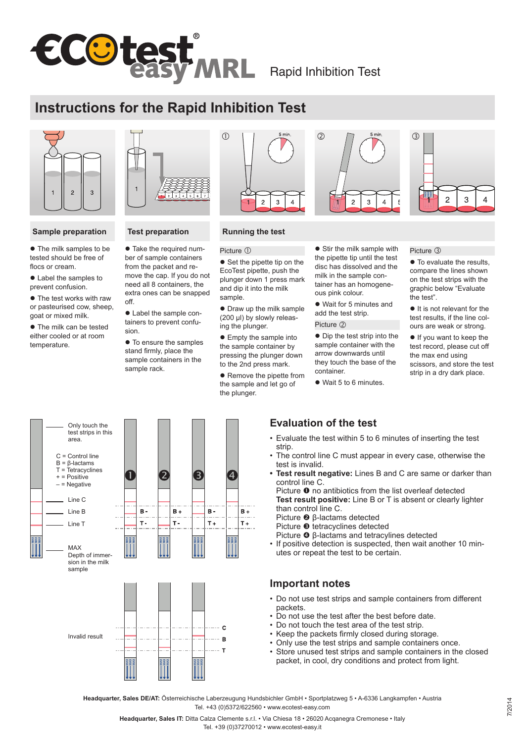# ECOtest easy MRL

Rapid Inhibition Test

## Instructions for the Rapid Inhibition Test

### Sample preparation

- The milk samples to be tested should be free of flocs or cream.
- Label the samples to prevent confusion.
- The test works with raw or pasteurised cow, sheep, goat or mixed milk.
- The milk can be tested either cooled or at room temperature.

### Test preparation

- Take the required number of sample containers from the packet and remove the cap. If you do not need all 8 containers, the extra ones can be snapped off.
- Label the sample containers to prevent confusion.
- To ensure the samples stand firmly, place the sample containers in the sample rack.

### Running the test

Picture ①

- Set the pipette tip on the EcoTest pipette, push the plunger down 1 press mark and dip it into the milk sample.
- Draw up the milk sample (200 µl) by slowly releasing the plunger.
- Empty the sample into the sample container by pressing the plunger down to the 2nd press mark.
- Remove the pipette from the sample and let go of the plunger.
- Stir the milk sample with the pipette tip until the test disc has dissolved and the milk in the sample container has an homogeneous pink colour.
- Wait for 5 minutes and add the test strip.

Picture ②

- Dip the test strip into the sample container with the arrow downwards until they touch the base of the container.
- Wait 5 to 6 minutes.

Picture ③

- To evaluate the results, compare the lines shown on the test strips with the graphic below "Evaluate the test".
- It is not relevant for the test results, if the line colours are weak or strong.
- If you want to keep the test record, please cut off the max end using scissors, and store the test strip in a dry dark place.

Only touch the test strips in this area.

C = Control line
B = β-lactams
T = Tetracyclines
+ = Positive
– = Negative

Line C
Line B
Line T

MAX
Depth of immersion in the milk sample

❶ B - T -
❷ B + T -
❸ B - T +
❹ B + T +

Invalid result
C
B
T

## Evaluation of the test

- Evaluate the test within 5 to 6 minutes of inserting the test strip.
- The control line C must appear in every case, otherwise the test is invalid.
- **Test result negative:** Lines B and C are same or darker than control line C.
  Picture ❶ no antibiotics from the list overleaf detected
  **Test result positive:** Line B or T is absent or clearly lighter than control line C.
  Picture ❷ β-lactams detected
  Picture ❸ tetracyclines detected
  Picture ❹ β-lactams and tetracylines detected
- If positive detection is suspected, then wait another 10 minutes or repeat the test to be certain.

## Important notes

- Do not use test strips and sample containers from different packets.
- Do not use the test after the best before date.
- Do not touch the test area of the test strip.
- Keep the packets firmly closed during storage.
- Only use the test strips and sample containers once.
- Store unused test strips and sample containers in the closed packet, in cool, dry conditions and protect from light.

**Headquarter, Sales DE/AT:** Österreichische Laberzeugung Hundsbichler GmbH • Sportplatzweg 5 • A-6336 Langkampfen • Austria
Tel. +43 (0)5372/622560 • www.ecotest-easy.com

**Headquarter, Sales IT:** Ditta Calza Clemente s.r.l. • Via Chiesa 18 • 26020 Acqanegra Cremonese • Italy
Tel. +39 (0)37270012 • www.ecotest-easy.it

7/2014